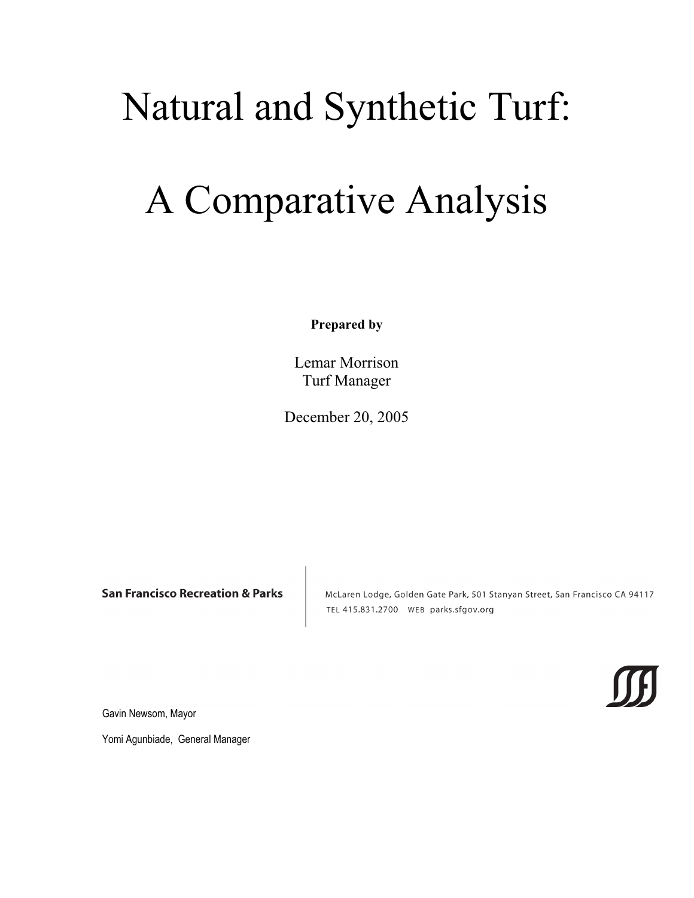# Natural and Synthetic Turf:

# A Comparative Analysis

**Prepared by**

Lemar Morrison
Turf Manager

December 20, 2005

**San Francisco Recreation & Parks**

McLaren Lodge, Golden Gate Park, 501 Stanyan Street, San Francisco CA 94117
TEL 415.831.2700 WEB parks.sfgov.org

Gavin Newsom, Mayor

Yomi Agunbiade, General Manager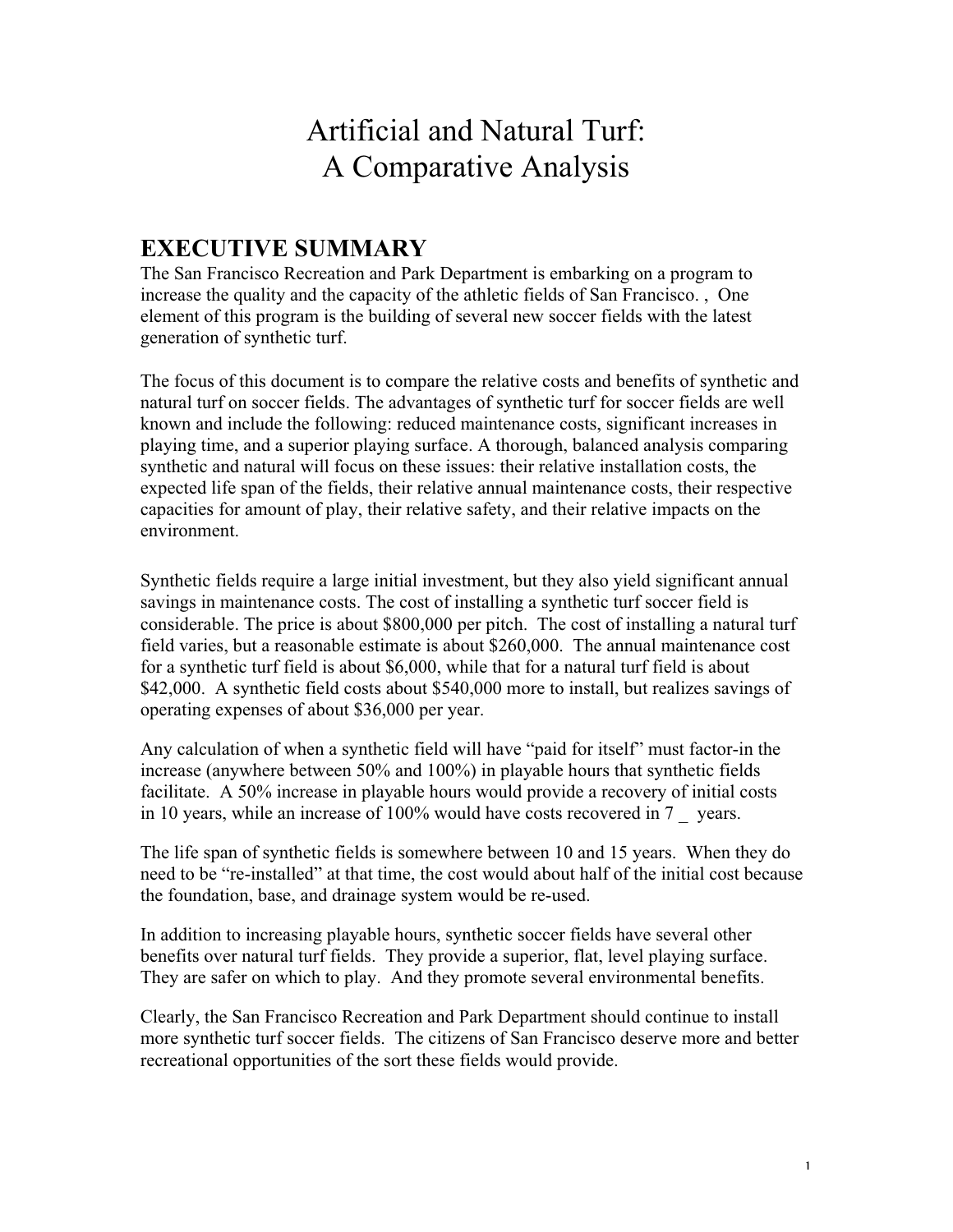# Artificial and Natural Turf: A Comparative Analysis

## EXECUTIVE SUMMARY

The San Francisco Recreation and Park Department is embarking on a program to increase the quality and the capacity of the athletic fields of San Francisco. , One element of this program is the building of several new soccer fields with the latest generation of synthetic turf.

The focus of this document is to compare the relative costs and benefits of synthetic and natural turf on soccer fields. The advantages of synthetic turf for soccer fields are well known and include the following: reduced maintenance costs, significant increases in playing time, and a superior playing surface. A thorough, balanced analysis comparing synthetic and natural will focus on these issues: their relative installation costs, the expected life span of the fields, their relative annual maintenance costs, their respective capacities for amount of play, their relative safety, and their relative impacts on the environment.

Synthetic fields require a large initial investment, but they also yield significant annual savings in maintenance costs. The cost of installing a synthetic turf soccer field is considerable. The price is about $800,000 per pitch. The cost of installing a natural turf field varies, but a reasonable estimate is about $260,000. The annual maintenance cost for a synthetic turf field is about $6,000, while that for a natural turf field is about $42,000. A synthetic field costs about $540,000 more to install, but realizes savings of operating expenses of about $36,000 per year.

Any calculation of when a synthetic field will have "paid for itself" must factor-in the increase (anywhere between 50% and 100%) in playable hours that synthetic fields facilitate. A 50% increase in playable hours would provide a recovery of initial costs in 10 years, while an increase of 100% would have costs recovered in 7 _ years.

The life span of synthetic fields is somewhere between 10 and 15 years. When they do need to be "re-installed" at that time, the cost would about half of the initial cost because the foundation, base, and drainage system would be re-used.

In addition to increasing playable hours, synthetic soccer fields have several other benefits over natural turf fields. They provide a superior, flat, level playing surface. They are safer on which to play. And they promote several environmental benefits.

Clearly, the San Francisco Recreation and Park Department should continue to install more synthetic turf soccer fields. The citizens of San Francisco deserve more and better recreational opportunities of the sort these fields would provide.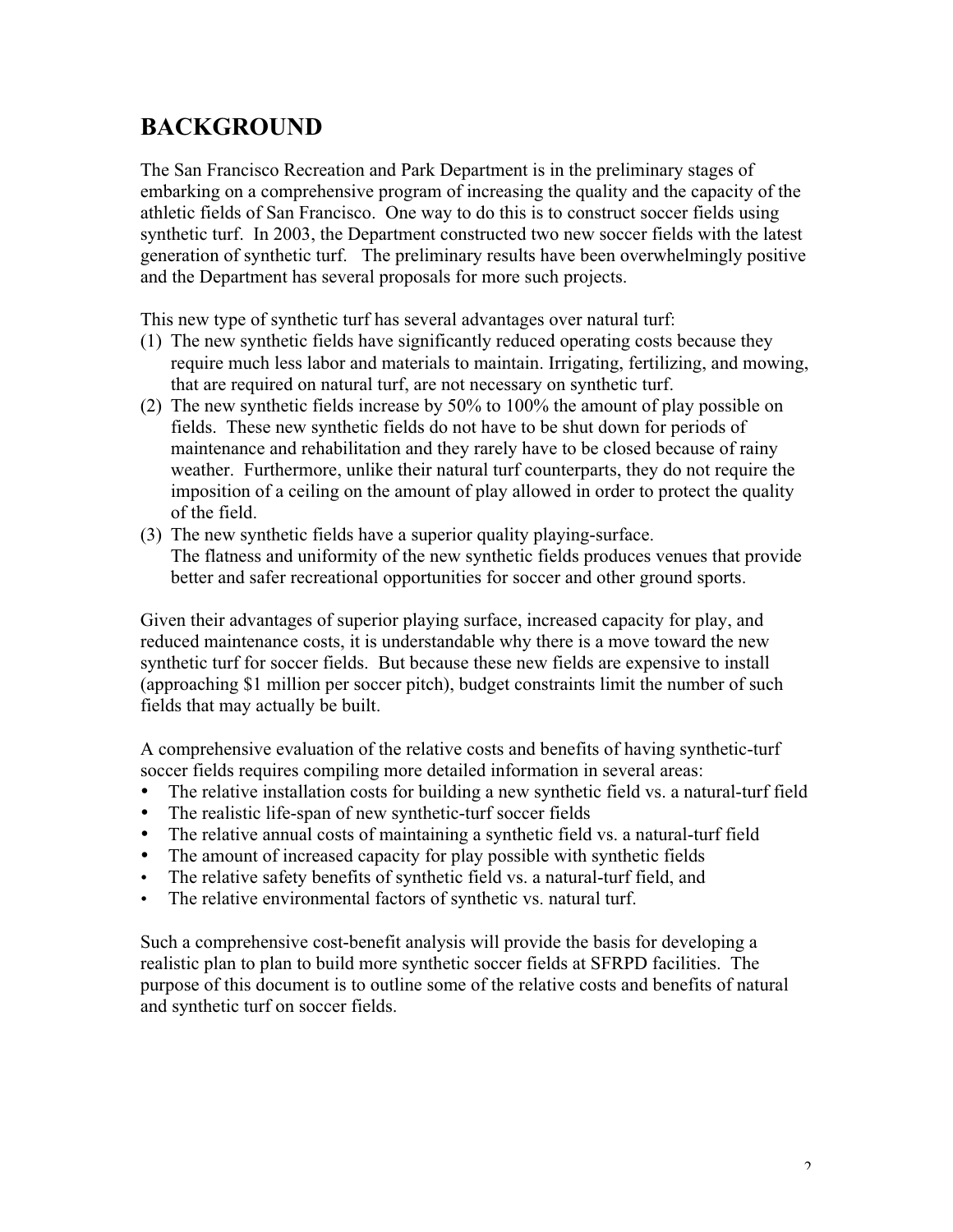## BACKGROUND

The San Francisco Recreation and Park Department is in the preliminary stages of embarking on a comprehensive program of increasing the quality and the capacity of the athletic fields of San Francisco. One way to do this is to construct soccer fields using synthetic turf. In 2003, the Department constructed two new soccer fields with the latest generation of synthetic turf. The preliminary results have been overwhelmingly positive and the Department has several proposals for more such projects.

This new type of synthetic turf has several advantages over natural turf:

(1) The new synthetic fields have significantly reduced operating costs because they require much less labor and materials to maintain. Irrigating, fertilizing, and mowing, that are required on natural turf, are not necessary on synthetic turf.

(2) The new synthetic fields increase by 50% to 100% the amount of play possible on fields. These new synthetic fields do not have to be shut down for periods of maintenance and rehabilitation and they rarely have to be closed because of rainy weather. Furthermore, unlike their natural turf counterparts, they do not require the imposition of a ceiling on the amount of play allowed in order to protect the quality of the field.

(3) The new synthetic fields have a superior quality playing-surface. The flatness and uniformity of the new synthetic fields produces venues that provide better and safer recreational opportunities for soccer and other ground sports.

Given their advantages of superior playing surface, increased capacity for play, and reduced maintenance costs, it is understandable why there is a move toward the new synthetic turf for soccer fields. But because these new fields are expensive to install (approaching $1 million per soccer pitch), budget constraints limit the number of such fields that may actually be built.

A comprehensive evaluation of the relative costs and benefits of having synthetic-turf soccer fields requires compiling more detailed information in several areas:

- The relative installation costs for building a new synthetic field vs. a natural-turf field
- The realistic life-span of new synthetic-turf soccer fields
- The relative annual costs of maintaining a synthetic field vs. a natural-turf field
- The amount of increased capacity for play possible with synthetic fields
- The relative safety benefits of synthetic field vs. a natural-turf field, and
- The relative environmental factors of synthetic vs. natural turf.

Such a comprehensive cost-benefit analysis will provide the basis for developing a realistic plan to plan to build more synthetic soccer fields at SFRPD facilities. The purpose of this document is to outline some of the relative costs and benefits of natural and synthetic turf on soccer fields.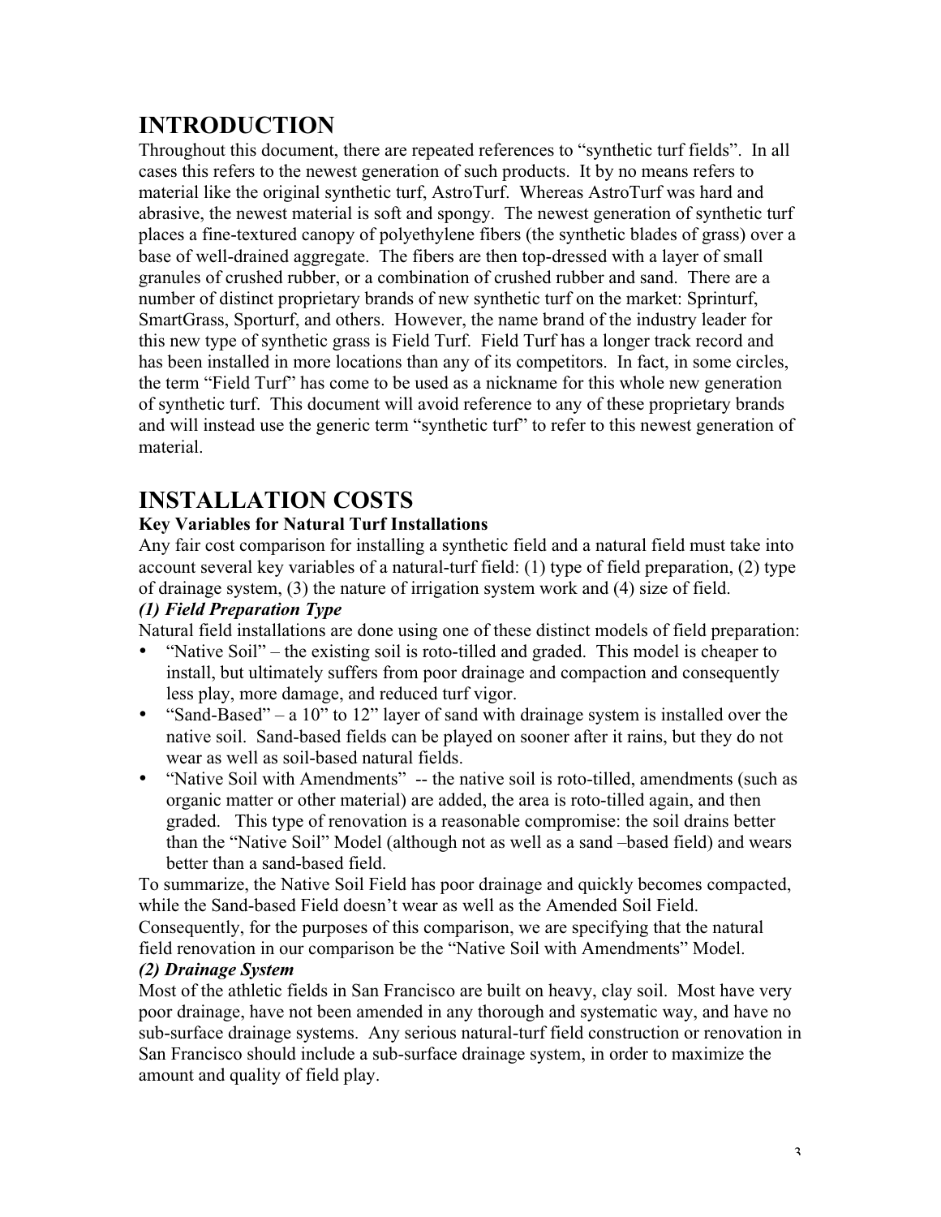## INTRODUCTION

Throughout this document, there are repeated references to "synthetic turf fields". In all cases this refers to the newest generation of such products. It by no means refers to material like the original synthetic turf, AstroTurf. Whereas AstroTurf was hard and abrasive, the newest material is soft and spongy. The newest generation of synthetic turf places a fine-textured canopy of polyethylene fibers (the synthetic blades of grass) over a base of well-drained aggregate. The fibers are then top-dressed with a layer of small granules of crushed rubber, or a combination of crushed rubber and sand. There are a number of distinct proprietary brands of new synthetic turf on the market: Sprinturf, SmartGrass, Sporturf, and others. However, the name brand of the industry leader for this new type of synthetic grass is Field Turf. Field Turf has a longer track record and has been installed in more locations than any of its competitors. In fact, in some circles, the term "Field Turf" has come to be used as a nickname for this whole new generation of synthetic turf. This document will avoid reference to any of these proprietary brands and will instead use the generic term "synthetic turf" to refer to this newest generation of material.

## INSTALLATION COSTS

### Key Variables for Natural Turf Installations

Any fair cost comparison for installing a synthetic field and a natural field must take into account several key variables of a natural-turf field: (1) type of field preparation, (2) type of drainage system, (3) the nature of irrigation system work and (4) size of field.

#### *(1) Field Preparation Type*

Natural field installations are done using one of these distinct models of field preparation:

- "Native Soil" – the existing soil is roto-tilled and graded. This model is cheaper to install, but ultimately suffers from poor drainage and compaction and consequently less play, more damage, and reduced turf vigor.
- "Sand-Based" – a 10" to 12" layer of sand with drainage system is installed over the native soil. Sand-based fields can be played on sooner after it rains, but they do not wear as well as soil-based natural fields.
- "Native Soil with Amendments" -- the native soil is roto-tilled, amendments (such as organic matter or other material) are added, the area is roto-tilled again, and then graded. This type of renovation is a reasonable compromise: the soil drains better than the "Native Soil" Model (although not as well as a sand –based field) and wears better than a sand-based field.

To summarize, the Native Soil Field has poor drainage and quickly becomes compacted, while the Sand-based Field doesn't wear as well as the Amended Soil Field. Consequently, for the purposes of this comparison, we are specifying that the natural field renovation in our comparison be the "Native Soil with Amendments" Model.

#### *(2) Drainage System*

Most of the athletic fields in San Francisco are built on heavy, clay soil. Most have very poor drainage, have not been amended in any thorough and systematic way, and have no sub-surface drainage systems. Any serious natural-turf field construction or renovation in San Francisco should include a sub-surface drainage system, in order to maximize the amount and quality of field play.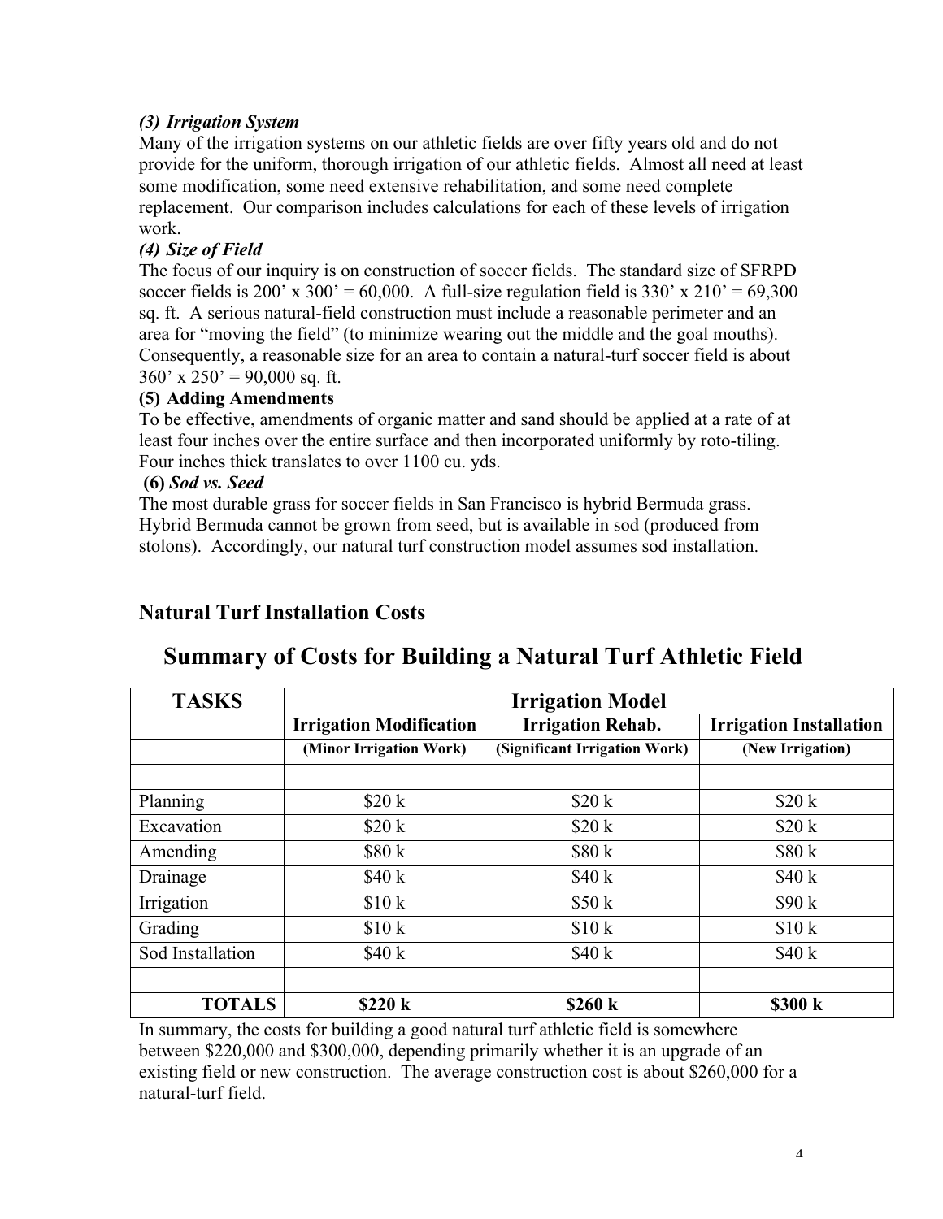### *(3) Irrigation System*

Many of the irrigation systems on our athletic fields are over fifty years old and do not provide for the uniform, thorough irrigation of our athletic fields. Almost all need at least some modification, some need extensive rehabilitation, and some need complete replacement. Our comparison includes calculations for each of these levels of irrigation work.

### *(4) Size of Field*

The focus of our inquiry is on construction of soccer fields. The standard size of SFRPD soccer fields is 200' x 300' = 60,000. A full-size regulation field is 330' x 210' = 69,300 sq. ft. A serious natural-field construction must include a reasonable perimeter and an area for "moving the field" (to minimize wearing out the middle and the goal mouths). Consequently, a reasonable size for an area to contain a natural-turf soccer field is about 360' x 250' = 90,000 sq. ft.

### **(5) Adding Amendments**

To be effective, amendments of organic matter and sand should be applied at a rate of at least four inches over the entire surface and then incorporated uniformly by roto-tiling. Four inches thick translates to over 1100 cu. yds.

### **(6)** *Sod vs. Seed*

The most durable grass for soccer fields in San Francisco is hybrid Bermuda grass. Hybrid Bermuda cannot be grown from seed, but is available in sod (produced from stolons). Accordingly, our natural turf construction model assumes sod installation.

## Natural Turf Installation Costs

## Summary of Costs for Building a Natural Turf Athletic Field

| TASKS | Irrigation Model | | |
|---|---|---|---|
| | **Irrigation Modification** | **Irrigation Rehab.** | **Irrigation Installation** |
| | **(Minor Irrigation Work)** | **(Significant Irrigation Work)** | **(New Irrigation)** |
| | | | |
| Planning | $20 k | $20 k | $20 k |
| Excavation | $20 k | $20 k | $20 k |
| Amending | $80 k | $80 k | $80 k |
| Drainage | $40 k | $40 k | $40 k |
| Irrigation | $10 k | $50 k | $90 k |
| Grading | $10 k | $10 k | $10 k |
| Sod Installation | $40 k | $40 k | $40 k |
| | | | |
| **TOTALS** | **$220 k** | **$260 k** | **$300 k** |

In summary, the costs for building a good natural turf athletic field is somewhere between $220,000 and $300,000, depending primarily whether it is an upgrade of an existing field or new construction. The average construction cost is about $260,000 for a natural-turf field.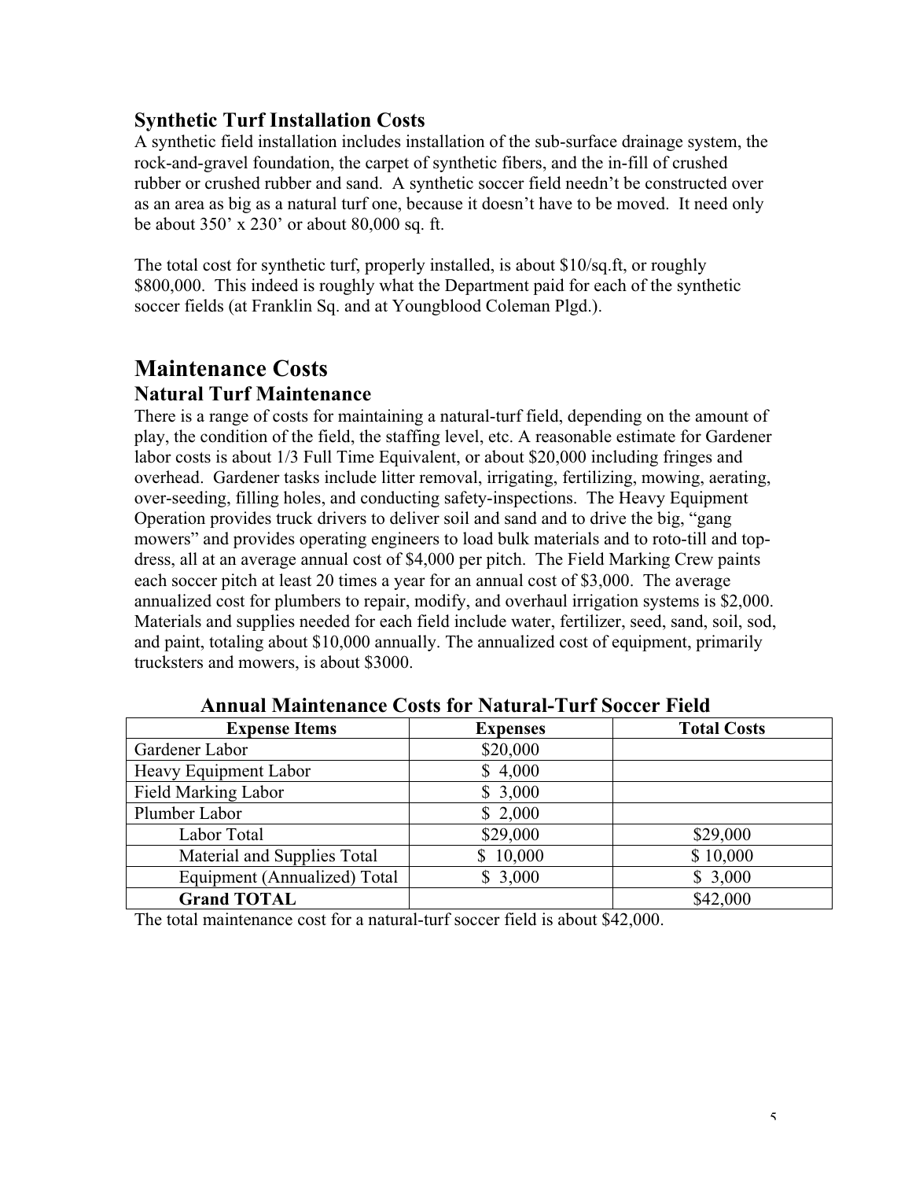### Synthetic Turf Installation Costs

A synthetic field installation includes installation of the sub-surface drainage system, the rock-and-gravel foundation, the carpet of synthetic fibers, and the in-fill of crushed rubber or crushed rubber and sand. A synthetic soccer field needn't be constructed over as an area as big as a natural turf one, because it doesn't have to be moved. It need only be about 350' x 230' or about 80,000 sq. ft.

The total cost for synthetic turf, properly installed, is about $10/sq.ft, or roughly $800,000. This indeed is roughly what the Department paid for each of the synthetic soccer fields (at Franklin Sq. and at Youngblood Coleman Plgd.).

## Maintenance Costs

### Natural Turf Maintenance

There is a range of costs for maintaining a natural-turf field, depending on the amount of play, the condition of the field, the staffing level, etc. A reasonable estimate for Gardener labor costs is about 1/3 Full Time Equivalent, or about $20,000 including fringes and overhead. Gardener tasks include litter removal, irrigating, fertilizing, mowing, aerating, over-seeding, filling holes, and conducting safety-inspections. The Heavy Equipment Operation provides truck drivers to deliver soil and sand and to drive the big, "gang mowers" and provides operating engineers to load bulk materials and to roto-till and top-dress, all at an average annual cost of $4,000 per pitch. The Field Marking Crew paints each soccer pitch at least 20 times a year for an annual cost of $3,000. The average annualized cost for plumbers to repair, modify, and overhaul irrigation systems is $2,000. Materials and supplies needed for each field include water, fertilizer, seed, sand, soil, sod, and paint, totaling about $10,000 annually. The annualized cost of equipment, primarily trucksters and mowers, is about $3000.

**Annual Maintenance Costs for Natural-Turf Soccer Field**

| Expense Items | Expenses | Total Costs |
|---|---|---|
| Gardener Labor | $20,000 | |
| Heavy Equipment Labor | $ 4,000 | |
| Field Marking Labor | $ 3,000 | |
| Plumber Labor | $ 2,000 | |
| Labor Total | $29,000 | $29,000 |
| Material and Supplies Total | $ 10,000 | $ 10,000 |
| Equipment (Annualized) Total | $ 3,000 | $ 3,000 |
| **Grand TOTAL** | | $42,000 |

The total maintenance cost for a natural-turf soccer field is about $42,000.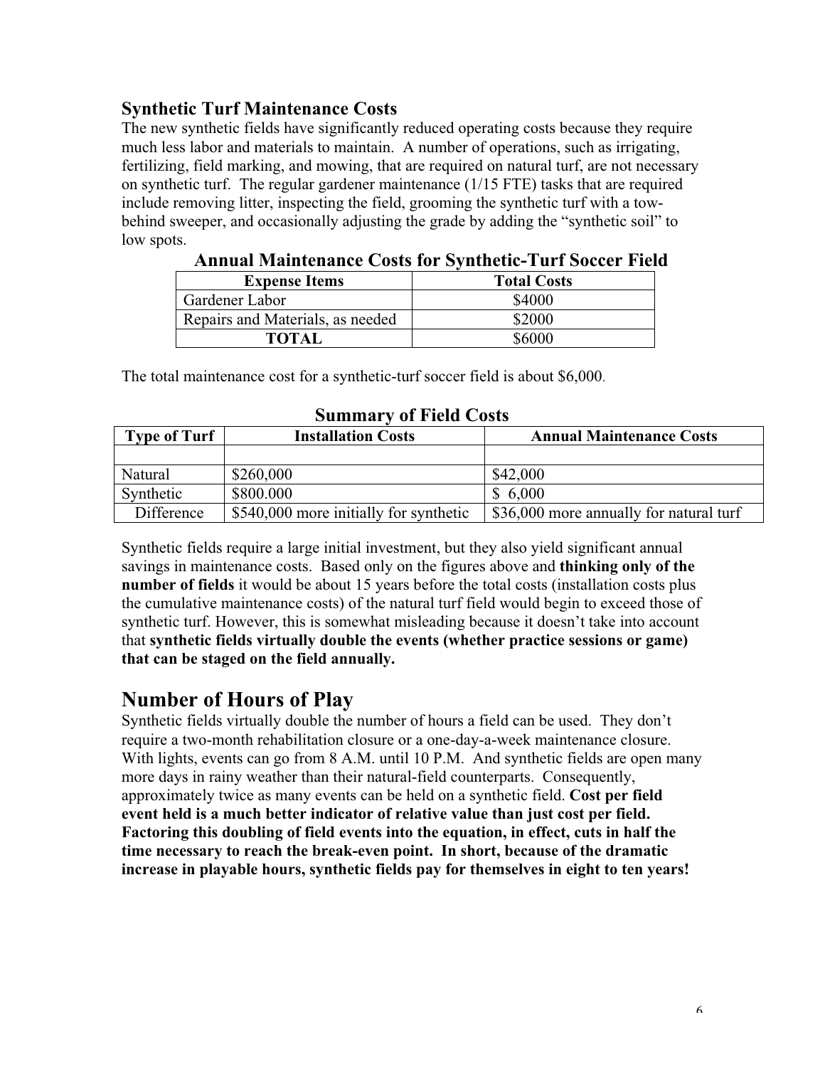### Synthetic Turf Maintenance Costs

The new synthetic fields have significantly reduced operating costs because they require much less labor and materials to maintain. A number of operations, such as irrigating, fertilizing, field marking, and mowing, that are required on natural turf, are not necessary on synthetic turf. The regular gardener maintenance (1/15 FTE) tasks that are required include removing litter, inspecting the field, grooming the synthetic turf with a tow-behind sweeper, and occasionally adjusting the grade by adding the "synthetic soil" to low spots.

**Annual Maintenance Costs for Synthetic-Turf Soccer Field**

| Expense Items | Total Costs |
|---|---|
| Gardener Labor | \$4000 |
| Repairs and Materials, as needed | \$2000 |
| **TOTAL** | \$6000 |

The total maintenance cost for a synthetic-turf soccer field is about \$6,000.

**Summary of Field Costs**

| Type of Turf | Installation Costs | Annual Maintenance Costs |
|---|---|---|
| | | |
| Natural | \$260,000 | \$42,000 |
| Synthetic | \$800.000 | \$ 6,000 |
| Difference | \$540,000 more initially for synthetic | \$36,000 more annually for natural turf |

Synthetic fields require a large initial investment, but they also yield significant annual savings in maintenance costs. Based only on the figures above and **thinking only of the number of fields** it would be about 15 years before the total costs (installation costs plus the cumulative maintenance costs) of the natural turf field would begin to exceed those of synthetic turf. However, this is somewhat misleading because it doesn't take into account that **synthetic fields virtually double the events (whether practice sessions or game) that can be staged on the field annually.**

## Number of Hours of Play

Synthetic fields virtually double the number of hours a field can be used. They don't require a two-month rehabilitation closure or a one-day-a-week maintenance closure. With lights, events can go from 8 A.M. until 10 P.M. And synthetic fields are open many more days in rainy weather than their natural-field counterparts. Consequently, approximately twice as many events can be held on a synthetic field. **Cost per field event held is a much better indicator of relative value than just cost per field. Factoring this doubling of field events into the equation, in effect, cuts in half the time necessary to reach the break-even point. In short, because of the dramatic increase in playable hours, synthetic fields pay for themselves in eight to ten years!**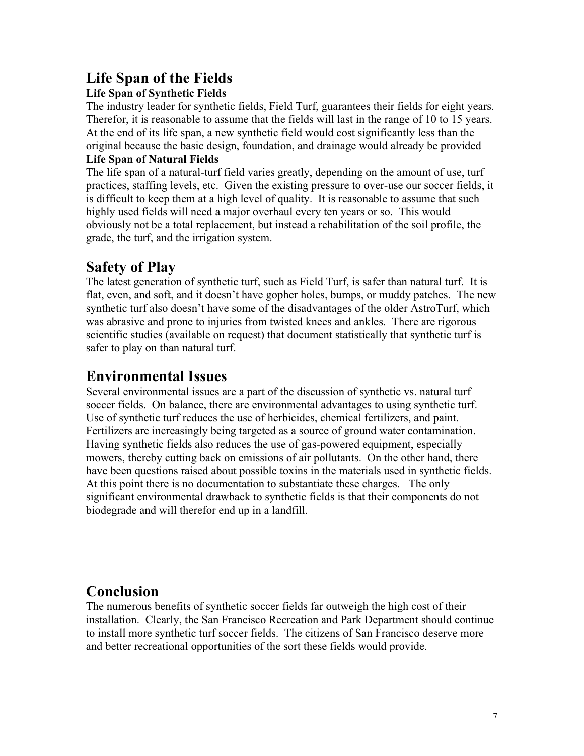## Life Span of the Fields

### Life Span of Synthetic Fields

The industry leader for synthetic fields, Field Turf, guarantees their fields for eight years. Therefor, it is reasonable to assume that the fields will last in the range of 10 to 15 years. At the end of its life span, a new synthetic field would cost significantly less than the original because the basic design, foundation, and drainage would already be provided

### Life Span of Natural Fields

The life span of a natural-turf field varies greatly, depending on the amount of use, turf practices, staffing levels, etc. Given the existing pressure to over-use our soccer fields, it is difficult to keep them at a high level of quality. It is reasonable to assume that such highly used fields will need a major overhaul every ten years or so. This would obviously not be a total replacement, but instead a rehabilitation of the soil profile, the grade, the turf, and the irrigation system.

## Safety of Play

The latest generation of synthetic turf, such as Field Turf, is safer than natural turf. It is flat, even, and soft, and it doesn't have gopher holes, bumps, or muddy patches. The new synthetic turf also doesn't have some of the disadvantages of the older AstroTurf, which was abrasive and prone to injuries from twisted knees and ankles. There are rigorous scientific studies (available on request) that document statistically that synthetic turf is safer to play on than natural turf.

## Environmental Issues

Several environmental issues are a part of the discussion of synthetic vs. natural turf soccer fields. On balance, there are environmental advantages to using synthetic turf. Use of synthetic turf reduces the use of herbicides, chemical fertilizers, and paint. Fertilizers are increasingly being targeted as a source of ground water contamination. Having synthetic fields also reduces the use of gas-powered equipment, especially mowers, thereby cutting back on emissions of air pollutants. On the other hand, there have been questions raised about possible toxins in the materials used in synthetic fields. At this point there is no documentation to substantiate these charges. The only significant environmental drawback to synthetic fields is that their components do not biodegrade and will therefor end up in a landfill.

## Conclusion

The numerous benefits of synthetic soccer fields far outweigh the high cost of their installation. Clearly, the San Francisco Recreation and Park Department should continue to install more synthetic turf soccer fields. The citizens of San Francisco deserve more and better recreational opportunities of the sort these fields would provide.